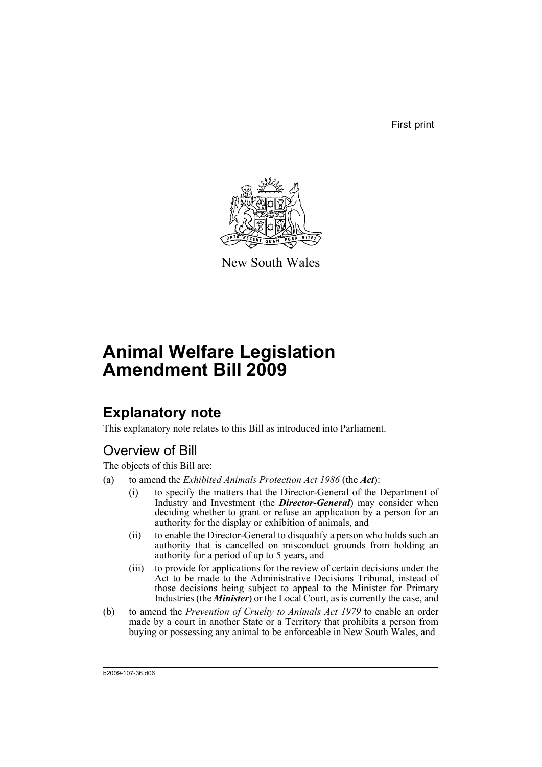First print

New South Wales

# Animal Welfare Legislation Amendment Bill 2009

## Explanatory note

This explanatory note relates to this Bill as introduced into Parliament.

### Overview of Bill

The objects of this Bill are:

(a) to amend the *Exhibited Animals Protection Act 1986* (the ***Act***):

- (i) to specify the matters that the Director-General of the Department of Industry and Investment (the ***Director-General***) may consider when deciding whether to grant or refuse an application by a person for an authority for the display or exhibition of animals, and
- (ii) to enable the Director-General to disqualify a person who holds such an authority that is cancelled on misconduct grounds from holding an authority for a period of up to 5 years, and
- (iii) to provide for applications for the review of certain decisions under the Act to be made to the Administrative Decisions Tribunal, instead of those decisions being subject to appeal to the Minister for Primary Industries (the ***Minister***) or the Local Court, as is currently the case, and

(b) to amend the *Prevention of Cruelty to Animals Act 1979* to enable an order made by a court in another State or a Territory that prohibits a person from buying or possessing any animal to be enforceable in New South Wales, and

b2009-107-36.d06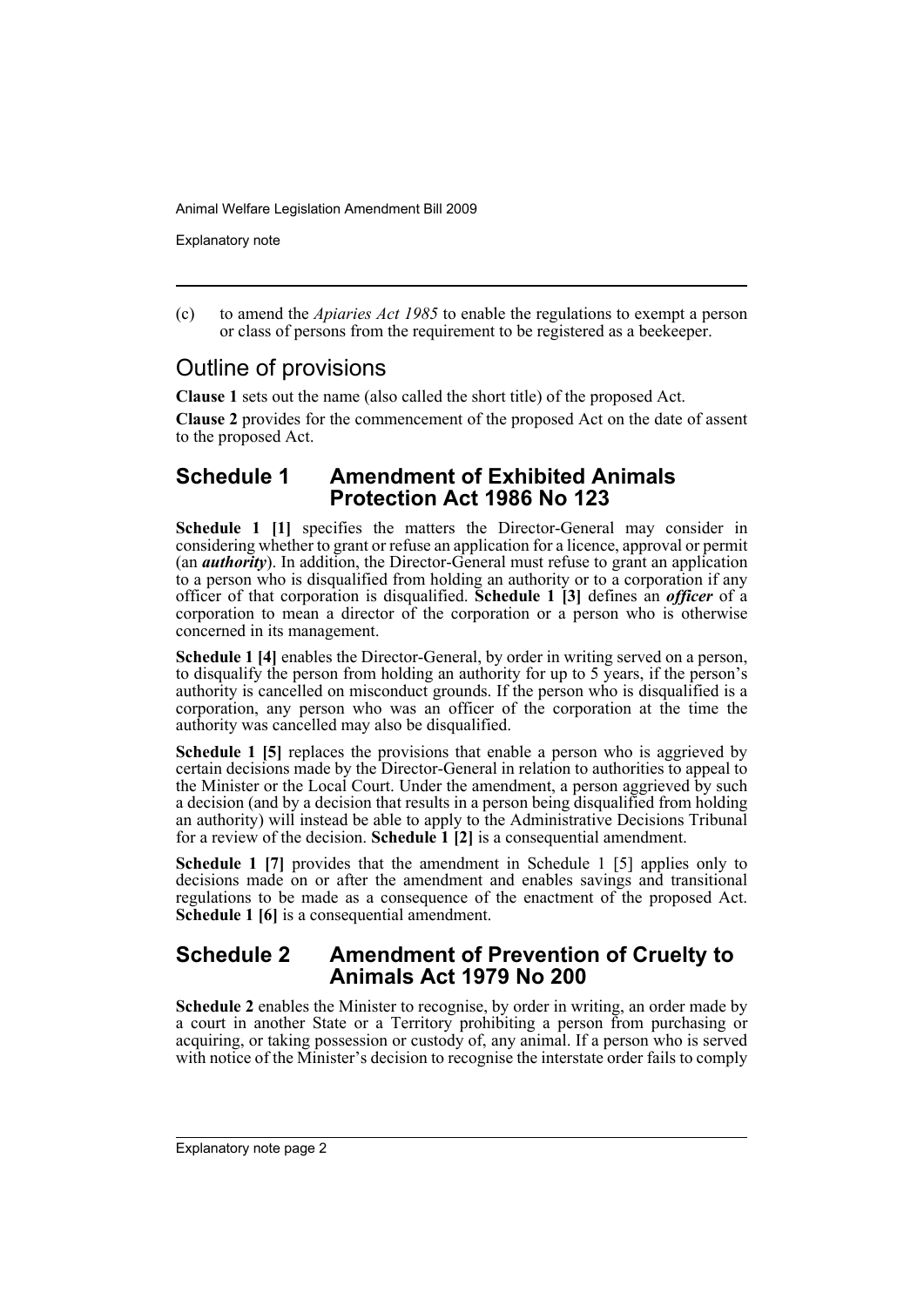(c) to amend the *Apiaries Act 1985* to enable the regulations to exempt a person or class of persons from the requirement to be registered as a beekeeper.

## Outline of provisions

**Clause 1** sets out the name (also called the short title) of the proposed Act.

**Clause 2** provides for the commencement of the proposed Act on the date of assent to the proposed Act.

## Schedule 1 Amendment of Exhibited Animals Protection Act 1986 No 123

**Schedule 1 [1]** specifies the matters the Director-General may consider in considering whether to grant or refuse an application for a licence, approval or permit (an ***authority***). In addition, the Director-General must refuse to grant an application to a person who is disqualified from holding an authority or to a corporation if any officer of that corporation is disqualified. **Schedule 1 [3]** defines an ***officer*** of a corporation to mean a director of the corporation or a person who is otherwise concerned in its management.

**Schedule 1 [4]** enables the Director-General, by order in writing served on a person, to disqualify the person from holding an authority for up to 5 years, if the person's authority is cancelled on misconduct grounds. If the person who is disqualified is a corporation, any person who was an officer of the corporation at the time the authority was cancelled may also be disqualified.

**Schedule 1 [5]** replaces the provisions that enable a person who is aggrieved by certain decisions made by the Director-General in relation to authorities to appeal to the Minister or the Local Court. Under the amendment, a person aggrieved by such a decision (and by a decision that results in a person being disqualified from holding an authority) will instead be able to apply to the Administrative Decisions Tribunal for a review of the decision. **Schedule 1 [2]** is a consequential amendment.

**Schedule 1 [7]** provides that the amendment in Schedule 1 [5] applies only to decisions made on or after the amendment and enables savings and transitional regulations to be made as a consequence of the enactment of the proposed Act. **Schedule 1 [6]** is a consequential amendment.

## Schedule 2 Amendment of Prevention of Cruelty to Animals Act 1979 No 200

**Schedule 2** enables the Minister to recognise, by order in writing, an order made by a court in another State or a Territory prohibiting a person from purchasing or acquiring, or taking possession or custody of, any animal. If a person who is served with notice of the Minister's decision to recognise the interstate order fails to comply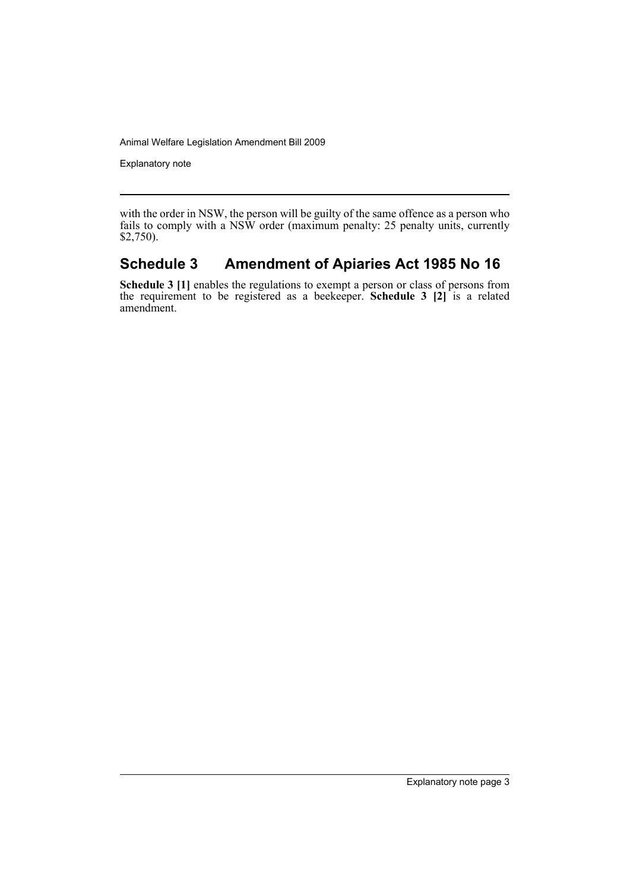with the order in NSW, the person will be guilty of the same offence as a person who fails to comply with a NSW order (maximum penalty: 25 penalty units, currently $2,750).

## Schedule 3 Amendment of Apiaries Act 1985 No 16

**Schedule 3 [1]** enables the regulations to exempt a person or class of persons from the requirement to be registered as a beekeeper. **Schedule 3 [2]** is a related amendment.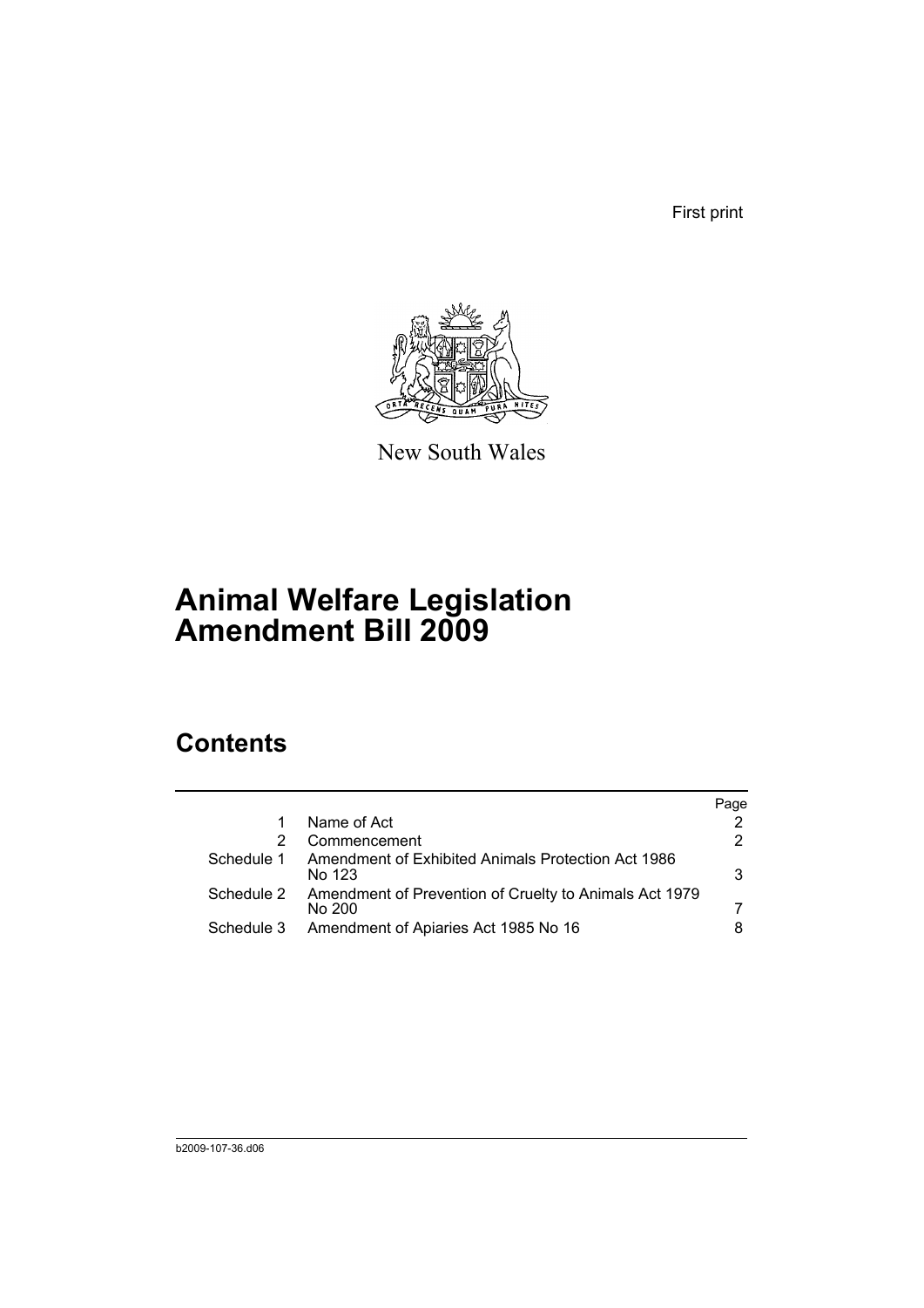First print

New South Wales

# Animal Welfare Legislation Amendment Bill 2009

## Contents

| | | Page |
|---|---|---|
| 1 | Name of Act | 2 |
| 2 | Commencement | 2 |
| Schedule 1 | Amendment of Exhibited Animals Protection Act 1986 No 123 | 3 |
| Schedule 2 | Amendment of Prevention of Cruelty to Animals Act 1979 No 200 | 7 |
| Schedule 3 | Amendment of Apiaries Act 1985 No 16 | 8 |

b2009-107-36.d06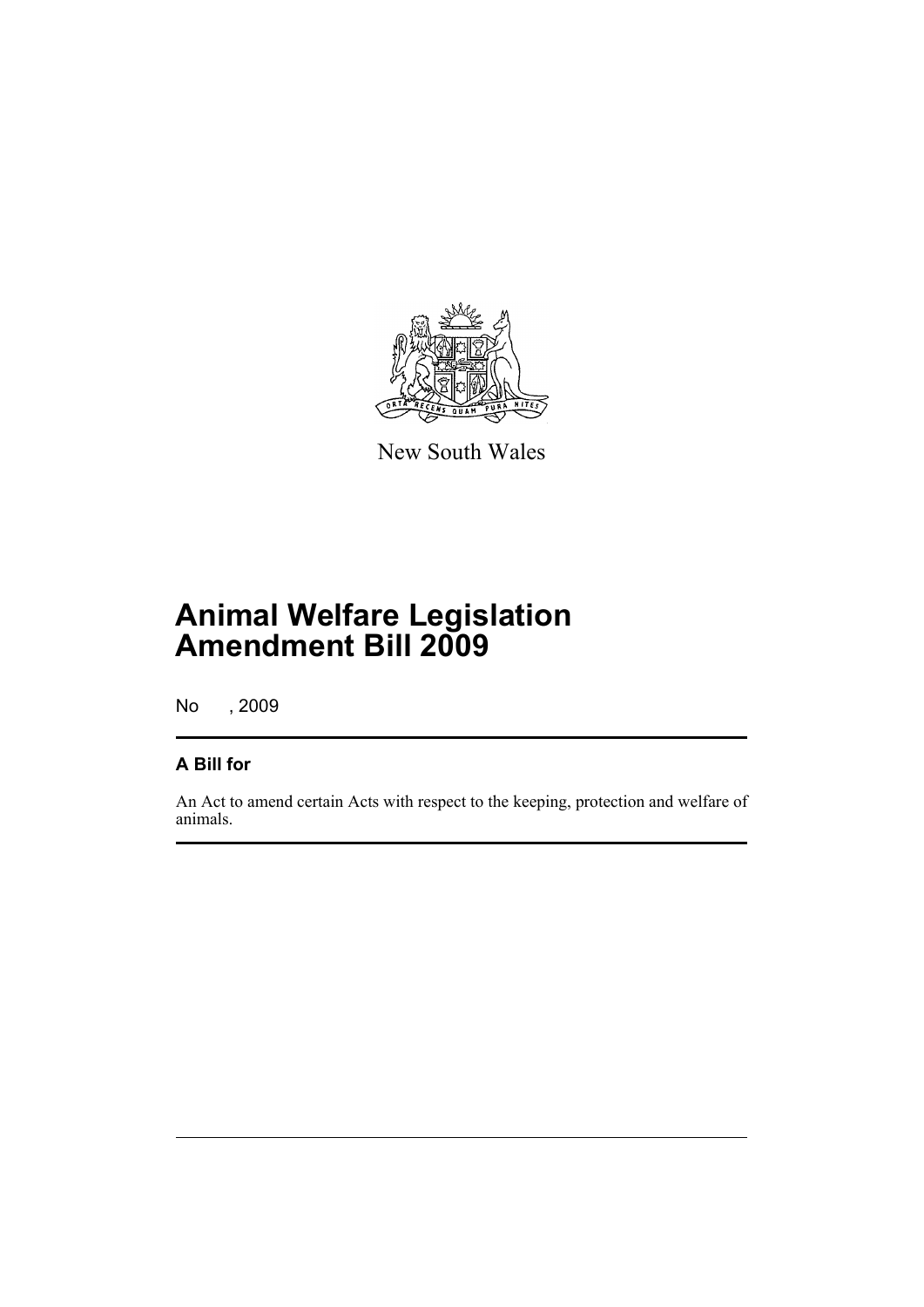New South Wales

# Animal Welfare Legislation Amendment Bill 2009

No , 2009

## A Bill for

An Act to amend certain Acts with respect to the keeping, protection and welfare of animals.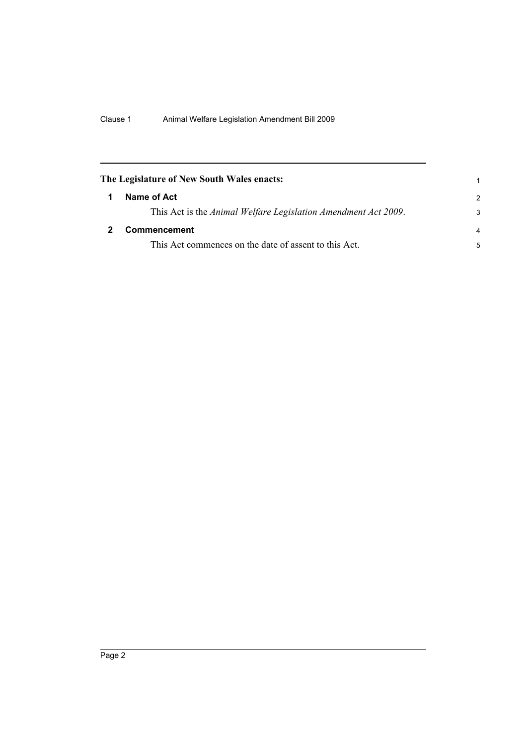**The Legislature of New South Wales enacts:**

## 1 Name of Act

This Act is the *Animal Welfare Legislation Amendment Act 2009*.

## 2 Commencement

This Act commences on the date of assent to this Act.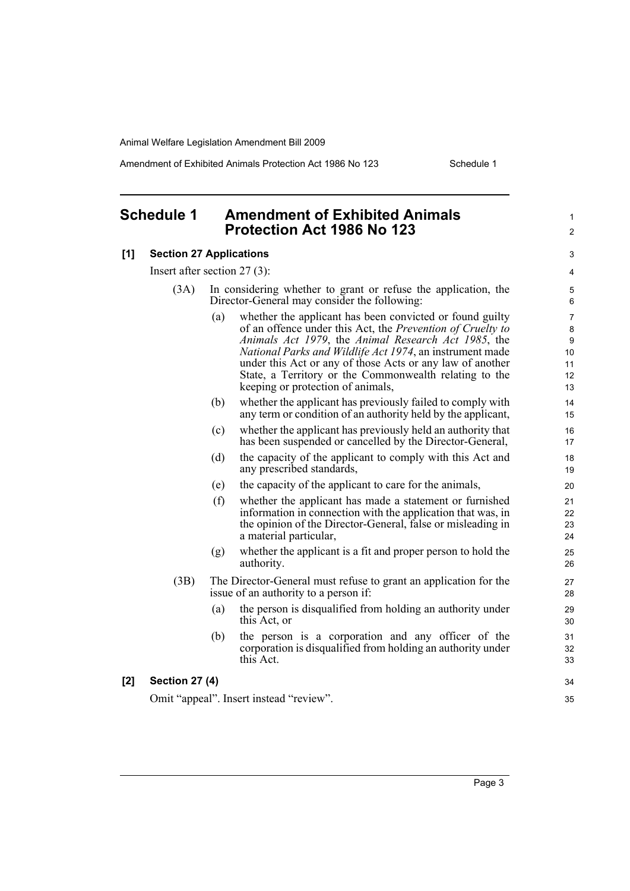## Schedule 1 Amendment of Exhibited Animals Protection Act 1986 No 123

**[1] Section 27 Applications**

Insert after section 27 (3):

(3A) In considering whether to grant or refuse the application, the Director-General may consider the following:

(a) whether the applicant has been convicted or found guilty of an offence under this Act, the *Prevention of Cruelty to Animals Act 1979*, the *Animal Research Act 1985*, the *National Parks and Wildlife Act 1974*, an instrument made under this Act or any of those Acts or any law of another State, a Territory or the Commonwealth relating to the keeping or protection of animals,

(b) whether the applicant has previously failed to comply with any term or condition of an authority held by the applicant,

(c) whether the applicant has previously held an authority that has been suspended or cancelled by the Director-General,

(d) the capacity of the applicant to comply with this Act and any prescribed standards,

(e) the capacity of the applicant to care for the animals,

(f) whether the applicant has made a statement or furnished information in connection with the application that was, in the opinion of the Director-General, false or misleading in a material particular,

(g) whether the applicant is a fit and proper person to hold the authority.

(3B) The Director-General must refuse to grant an application for the issue of an authority to a person if:

(a) the person is disqualified from holding an authority under this Act, or

(b) the person is a corporation and any officer of the corporation is disqualified from holding an authority under this Act.

**[2] Section 27 (4)**

Omit "appeal". Insert instead "review".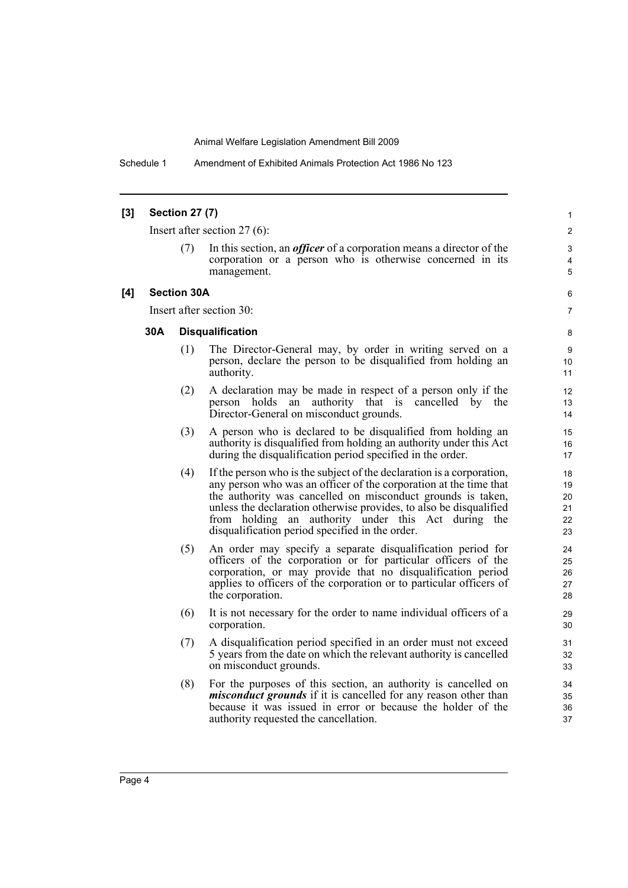### [3] Section 27 (7)

Insert after section 27 (6):

(7) In this section, an ***officer*** of a corporation means a director of the corporation or a person who is otherwise concerned in its management.

### [4] Section 30A

Insert after section 30:

#### 30A Disqualification

(1) The Director-General may, by order in writing served on a person, declare the person to be disqualified from holding an authority.

(2) A declaration may be made in respect of a person only if the person holds an authority that is cancelled by the Director-General on misconduct grounds.

(3) A person who is declared to be disqualified from holding an authority is disqualified from holding an authority under this Act during the disqualification period specified in the order.

(4) If the person who is the subject of the declaration is a corporation, any person who was an officer of the corporation at the time that the authority was cancelled on misconduct grounds is taken, unless the declaration otherwise provides, to also be disqualified from holding an authority under this Act during the disqualification period specified in the order.

(5) An order may specify a separate disqualification period for officers of the corporation or for particular officers of the corporation, or may provide that no disqualification period applies to officers of the corporation or to particular officers of the corporation.

(6) It is not necessary for the order to name individual officers of a corporation.

(7) A disqualification period specified in an order must not exceed 5 years from the date on which the relevant authority is cancelled on misconduct grounds.

(8) For the purposes of this section, an authority is cancelled on ***misconduct grounds*** if it is cancelled for any reason other than because it was issued in error or because the holder of the authority requested the cancellation.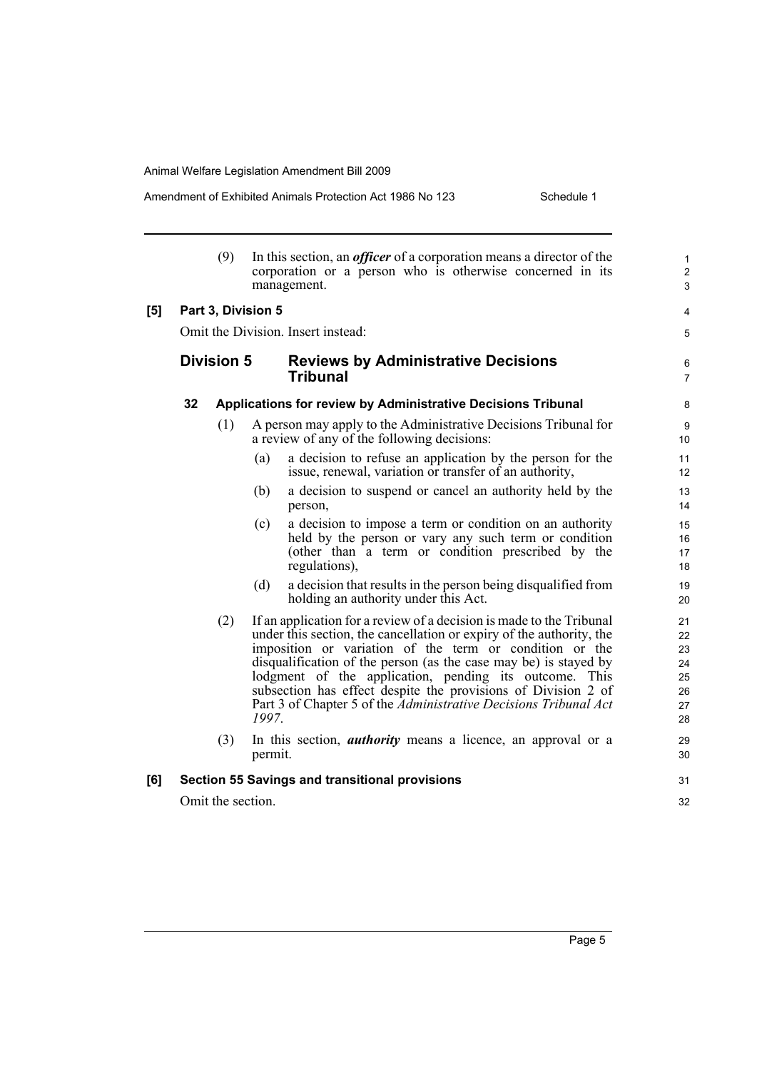(9) In this section, an ***officer*** of a corporation means a director of the corporation or a person who is otherwise concerned in its management.

**[5] Part 3, Division 5**

Omit the Division. Insert instead:

## Division 5 Reviews by Administrative Decisions Tribunal

### 32 Applications for review by Administrative Decisions Tribunal

(1) A person may apply to the Administrative Decisions Tribunal for a review of any of the following decisions:

(a) a decision to refuse an application by the person for the issue, renewal, variation or transfer of an authority,

(b) a decision to suspend or cancel an authority held by the person,

(c) a decision to impose a term or condition on an authority held by the person or vary any such term or condition (other than a term or condition prescribed by the regulations),

(d) a decision that results in the person being disqualified from holding an authority under this Act.

(2) If an application for a review of a decision is made to the Tribunal under this section, the cancellation or expiry of the authority, the imposition or variation of the term or condition or the disqualification of the person (as the case may be) is stayed by lodgment of the application, pending its outcome. This subsection has effect despite the provisions of Division 2 of Part 3 of Chapter 5 of the *Administrative Decisions Tribunal Act 1997*.

(3) In this section, ***authority*** means a licence, an approval or a permit.

**[6] Section 55 Savings and transitional provisions**

Omit the section.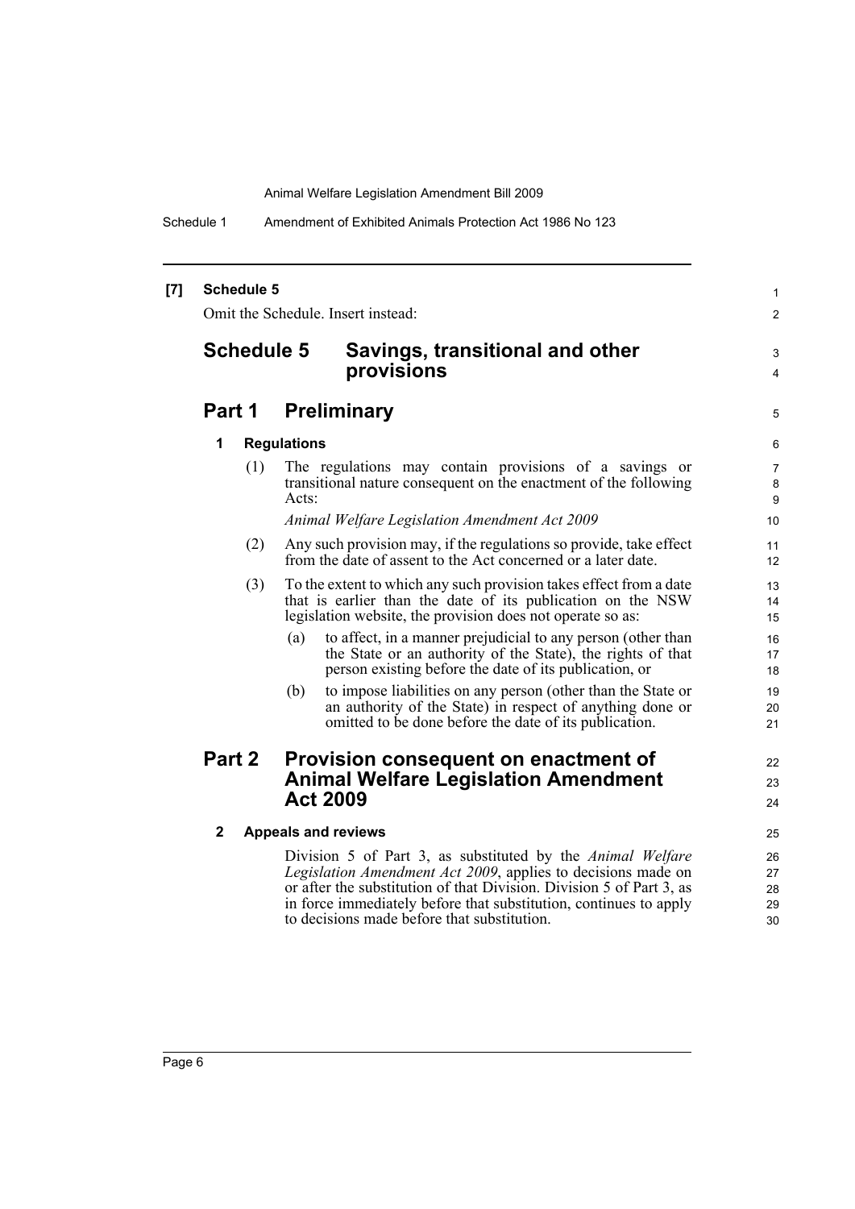**[7] Schedule 5**

Omit the Schedule. Insert instead:

# Schedule 5 Savings, transitional and other provisions

## Part 1 Preliminary

### 1 Regulations

(1) The regulations may contain provisions of a savings or transitional nature consequent on the enactment of the following Acts:

*Animal Welfare Legislation Amendment Act 2009*

(2) Any such provision may, if the regulations so provide, take effect from the date of assent to the Act concerned or a later date.

(3) To the extent to which any such provision takes effect from a date that is earlier than the date of its publication on the NSW legislation website, the provision does not operate so as:

- (a) to affect, in a manner prejudicial to any person (other than the State or an authority of the State), the rights of that person existing before the date of its publication, or
- (b) to impose liabilities on any person (other than the State or an authority of the State) in respect of anything done or omitted to be done before the date of its publication.

## Part 2 Provision consequent on enactment of Animal Welfare Legislation Amendment Act 2009

### 2 Appeals and reviews

Division 5 of Part 3, as substituted by the *Animal Welfare Legislation Amendment Act 2009*, applies to decisions made on or after the substitution of that Division. Division 5 of Part 3, as in force immediately before that substitution, continues to apply to decisions made before that substitution.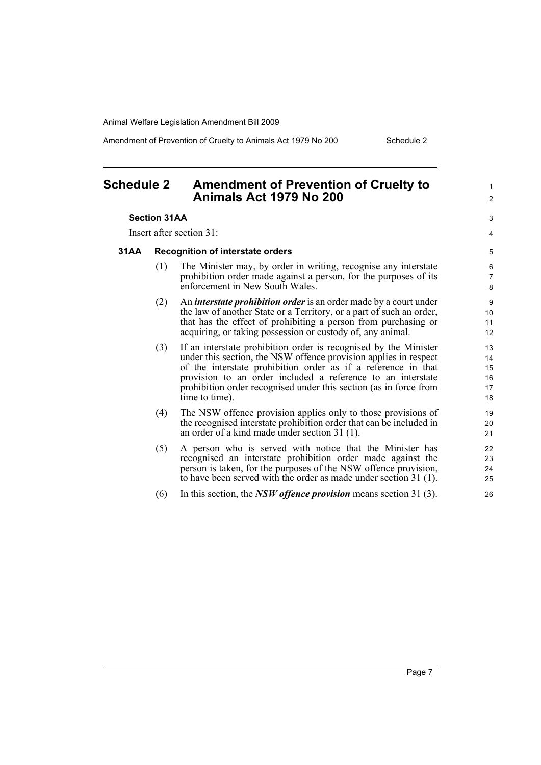# Schedule 2 Amendment of Prevention of Cruelty to Animals Act 1979 No 200

### Section 31AA

Insert after section 31:

#### 31AA Recognition of interstate orders

(1) The Minister may, by order in writing, recognise any interstate prohibition order made against a person, for the purposes of its enforcement in New South Wales.

(2) An ***interstate prohibition order*** is an order made by a court under the law of another State or a Territory, or a part of such an order, that has the effect of prohibiting a person from purchasing or acquiring, or taking possession or custody of, any animal.

(3) If an interstate prohibition order is recognised by the Minister under this section, the NSW offence provision applies in respect of the interstate prohibition order as if a reference in that provision to an order included a reference to an interstate prohibition order recognised under this section (as in force from time to time).

(4) The NSW offence provision applies only to those provisions of the recognised interstate prohibition order that can be included in an order of a kind made under section 31 (1).

(5) A person who is served with notice that the Minister has recognised an interstate prohibition order made against the person is taken, for the purposes of the NSW offence provision, to have been served with the order as made under section 31 (1).

(6) In this section, the ***NSW offence provision*** means section 31 (3).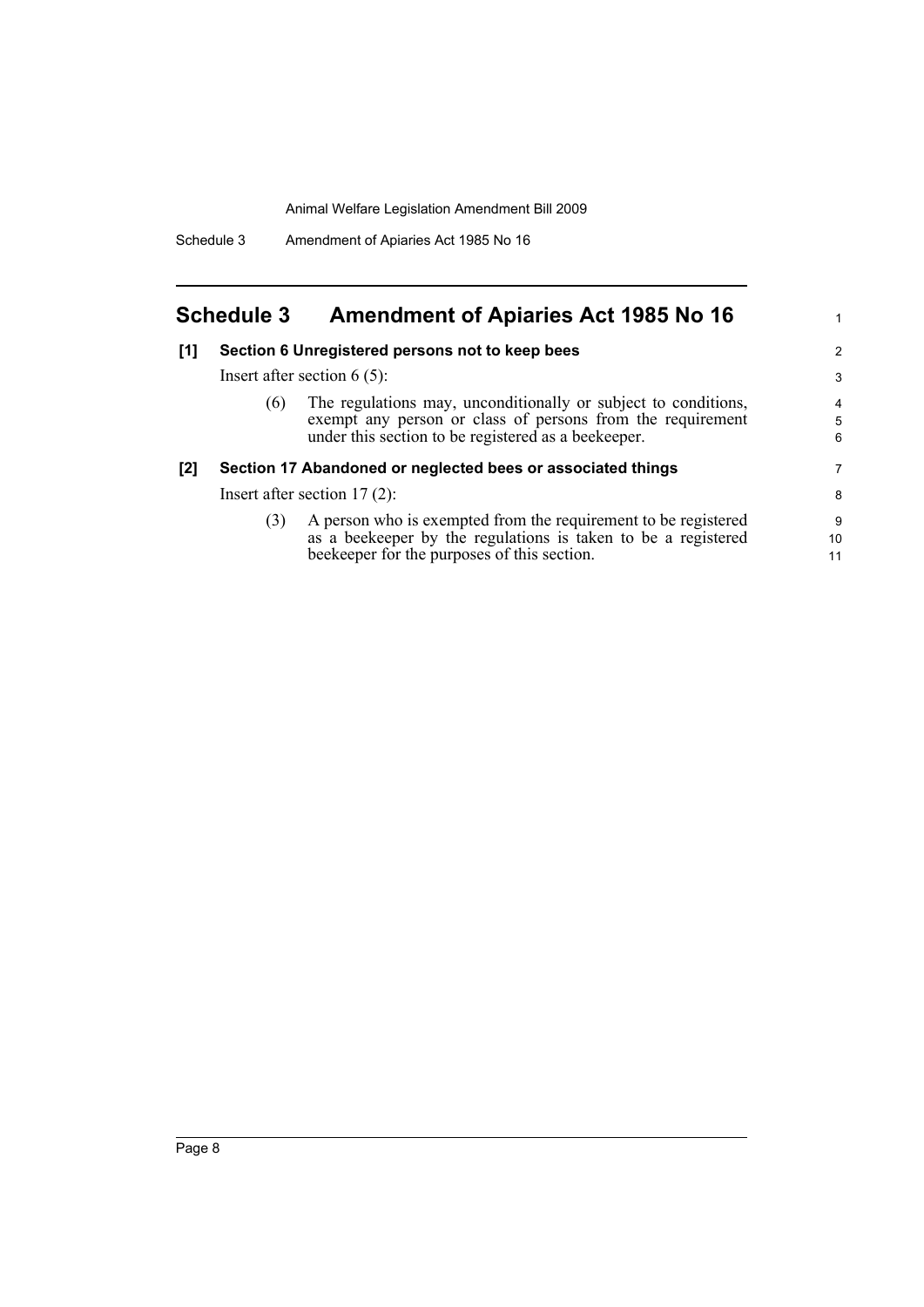## Schedule 3 Amendment of Apiaries Act 1985 No 16

**[1] Section 6 Unregistered persons not to keep bees**

Insert after section 6 (5):

> (6) The regulations may, unconditionally or subject to conditions, exempt any person or class of persons from the requirement under this section to be registered as a beekeeper.

**[2] Section 17 Abandoned or neglected bees or associated things**

Insert after section 17 (2):

> (3) A person who is exempted from the requirement to be registered as a beekeeper by the regulations is taken to be a registered beekeeper for the purposes of this section.